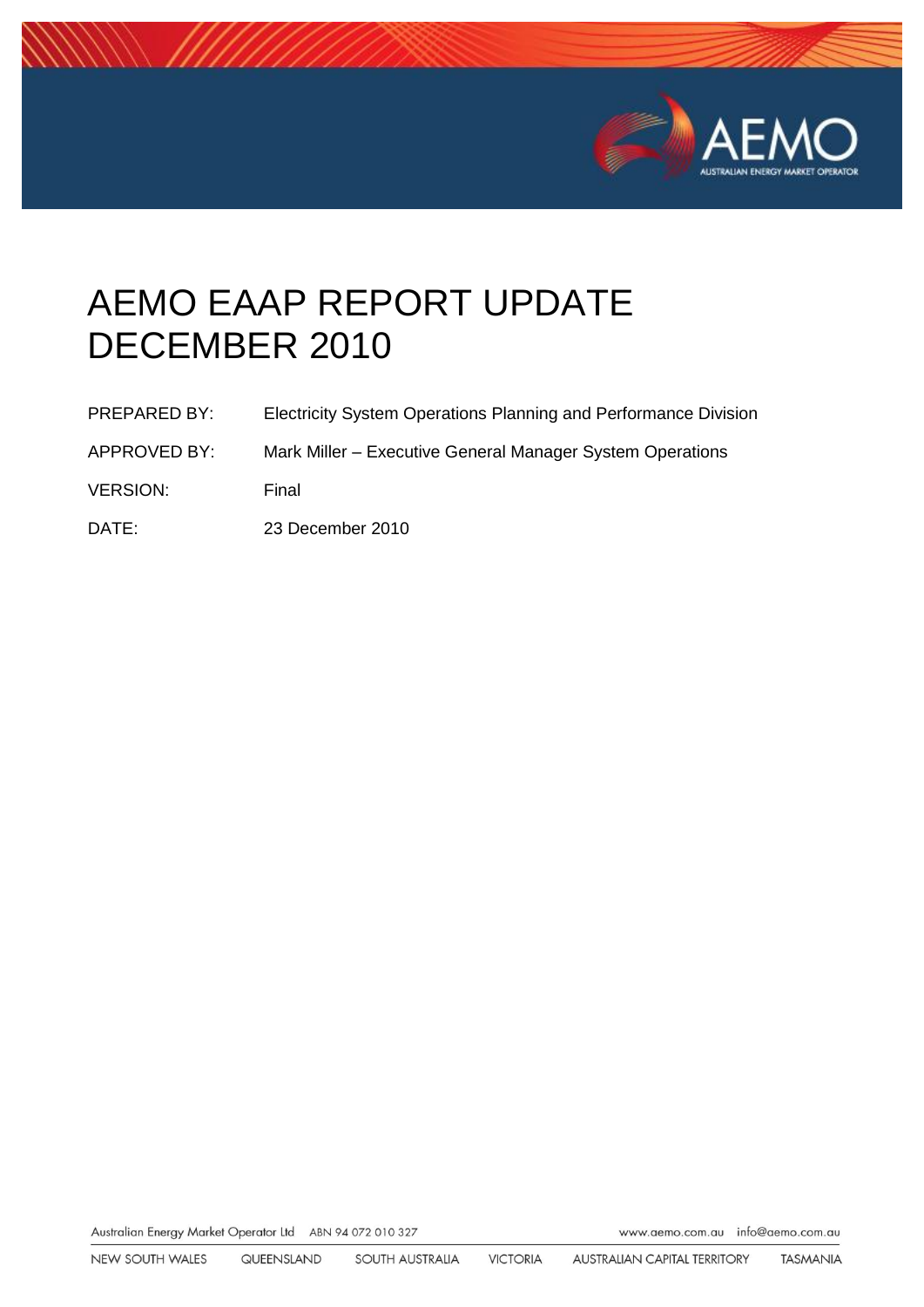# AEMO EAAP REPORT UPDATE DECEMBER 2010

PREPARED BY: Electricity System Operations Planning and Performance Division

APPROVED BY: Mark Miller – Executive General Manager System Operations

VERSION: Final

DATE: 23 December 2010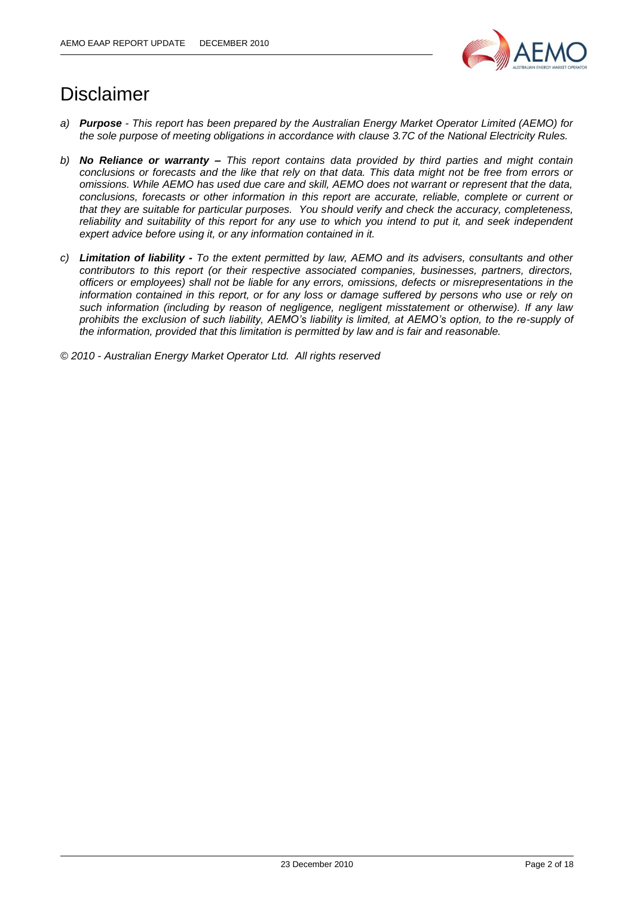# Disclaimer

a) ***Purpose*** *- This report has been prepared by the Australian Energy Market Operator Limited (AEMO) for the sole purpose of meeting obligations in accordance with clause 3.7C of the National Electricity Rules.*

b) ***No Reliance or warranty –*** *This report contains data provided by third parties and might contain conclusions or forecasts and the like that rely on that data. This data might not be free from errors or omissions. While AEMO has used due care and skill, AEMO does not warrant or represent that the data, conclusions, forecasts or other information in this report are accurate, reliable, complete or current or that they are suitable for particular purposes. You should verify and check the accuracy, completeness, reliability and suitability of this report for any use to which you intend to put it, and seek independent expert advice before using it, or any information contained in it.*

c) ***Limitation of liability -*** *To the extent permitted by law, AEMO and its advisers, consultants and other contributors to this report (or their respective associated companies, businesses, partners, directors, officers or employees) shall not be liable for any errors, omissions, defects or misrepresentations in the information contained in this report, or for any loss or damage suffered by persons who use or rely on such information (including by reason of negligence, negligent misstatement or otherwise). If any law prohibits the exclusion of such liability, AEMO's liability is limited, at AEMO's option, to the re-supply of the information, provided that this limitation is permitted by law and is fair and reasonable.*

*© 2010 - Australian Energy Market Operator Ltd. All rights reserved*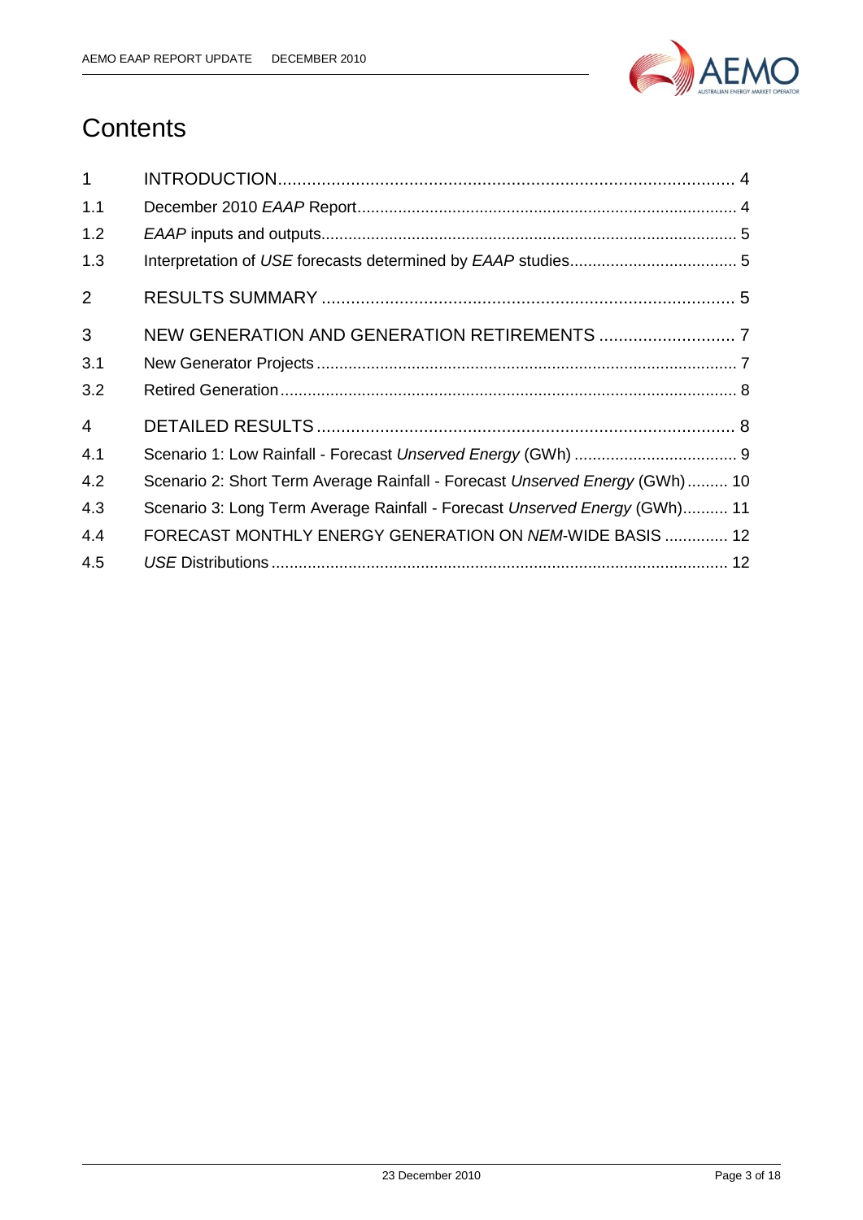# Contents

| | | |
|---|---|---|
| 1 | INTRODUCTION | 4 |
| 1.1 | December 2010 *EAAP* Report | 4 |
| 1.2 | *EAAP* inputs and outputs | 5 |
| 1.3 | Interpretation of *USE* forecasts determined by *EAAP* studies | 5 |
| 2 | RESULTS SUMMARY | 5 |
| 3 | NEW GENERATION AND GENERATION RETIREMENTS | 7 |
| 3.1 | New Generator Projects | 7 |
| 3.2 | Retired Generation | 8 |
| 4 | DETAILED RESULTS | 8 |
| 4.1 | Scenario 1: Low Rainfall - Forecast *Unserved Energy* (GWh) | 9 |
| 4.2 | Scenario 2: Short Term Average Rainfall - Forecast *Unserved Energy* (GWh) | 10 |
| 4.3 | Scenario 3: Long Term Average Rainfall - Forecast *Unserved Energy* (GWh) | 11 |
| 4.4 | FORECAST MONTHLY ENERGY GENERATION ON *NEM*-WIDE BASIS | 12 |
| 4.5 | *USE* Distributions | 12 |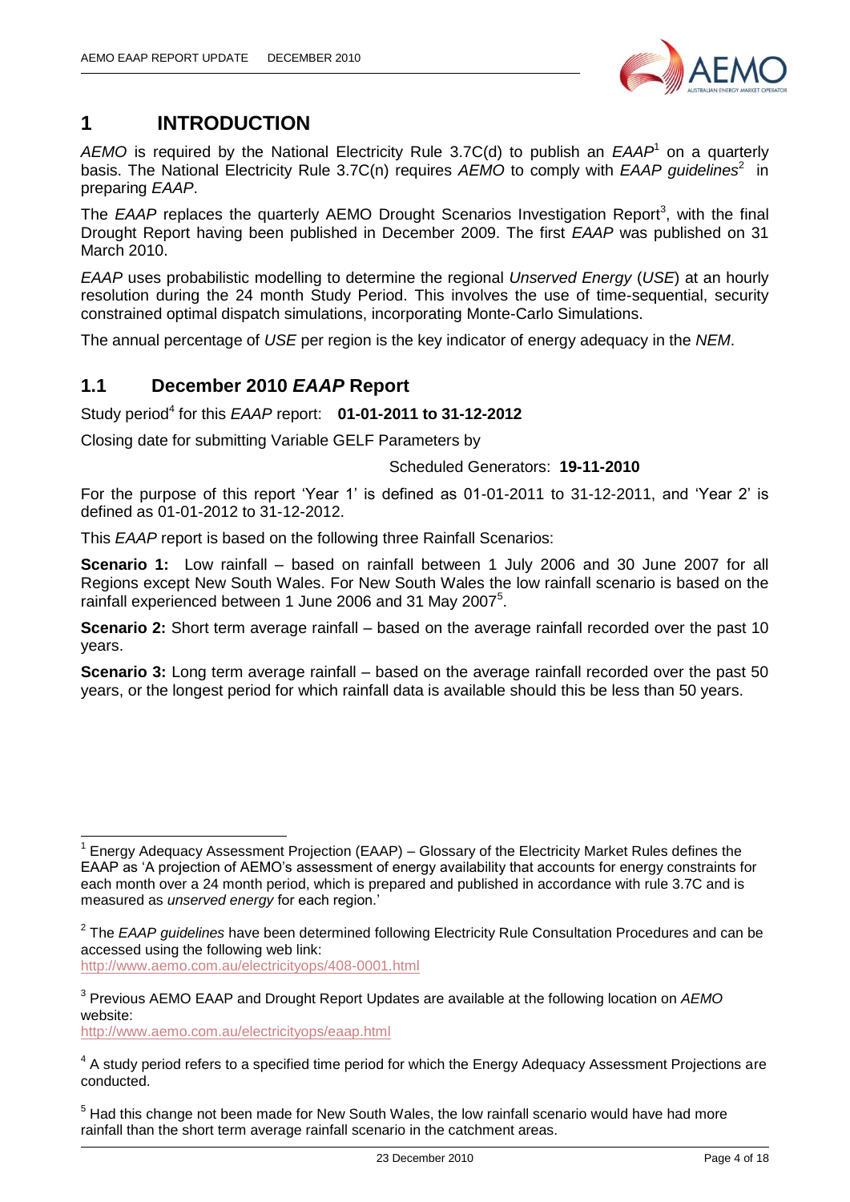# 1 INTRODUCTION

*AEMO* is required by the National Electricity Rule 3.7C(d) to publish an *EAAP*[1] on a quarterly basis. The National Electricity Rule 3.7C(n) requires *AEMO* to comply with *EAAP guidelines*[2] in preparing *EAAP*.

The *EAAP* replaces the quarterly AEMO Drought Scenarios Investigation Report[3], with the final Drought Report having been published in December 2009. The first *EAAP* was published on 31 March 2010.

*EAAP* uses probabilistic modelling to determine the regional *Unserved Energy* (*USE*) at an hourly resolution during the 24 month Study Period. This involves the use of time-sequential, security constrained optimal dispatch simulations, incorporating Monte-Carlo Simulations.

The annual percentage of *USE* per region is the key indicator of energy adequacy in the *NEM*.

## 1.1 December 2010 *EAAP* Report

Study period[4] for this *EAAP* report: **01-01-2011 to 31-12-2012**

Closing date for submitting Variable GELF Parameters by

Scheduled Generators: **19-11-2010**

For the purpose of this report 'Year 1' is defined as 01-01-2011 to 31-12-2011, and 'Year 2' is defined as 01-01-2012 to 31-12-2012.

This *EAAP* report is based on the following three Rainfall Scenarios:

**Scenario 1:** Low rainfall – based on rainfall between 1 July 2006 and 30 June 2007 for all Regions except New South Wales. For New South Wales the low rainfall scenario is based on the rainfall experienced between 1 June 2006 and 31 May 2007[5].

**Scenario 2:** Short term average rainfall – based on the average rainfall recorded over the past 10 years.

**Scenario 3:** Long term average rainfall – based on the average rainfall recorded over the past 50 years, or the longest period for which rainfall data is available should this be less than 50 years.

---

[1] Energy Adequacy Assessment Projection (EAAP) – Glossary of the Electricity Market Rules defines the EAAP as 'A projection of AEMO's assessment of energy availability that accounts for energy constraints for each month over a 24 month period, which is prepared and published in accordance with rule 3.7C and is measured as *unserved energy* for each region.'

[2] The *EAAP guidelines* have been determined following Electricity Rule Consultation Procedures and can be accessed using the following web link:
http://www.aemo.com.au/electricityops/408-0001.html

[3] Previous AEMO EAAP and Drought Report Updates are available at the following location on *AEMO* website:
http://www.aemo.com.au/electricityops/eaap.html

[4] A study period refers to a specified time period for which the Energy Adequacy Assessment Projections are conducted.

[5] Had this change not been made for New South Wales, the low rainfall scenario would have had more rainfall than the short term average rainfall scenario in the catchment areas.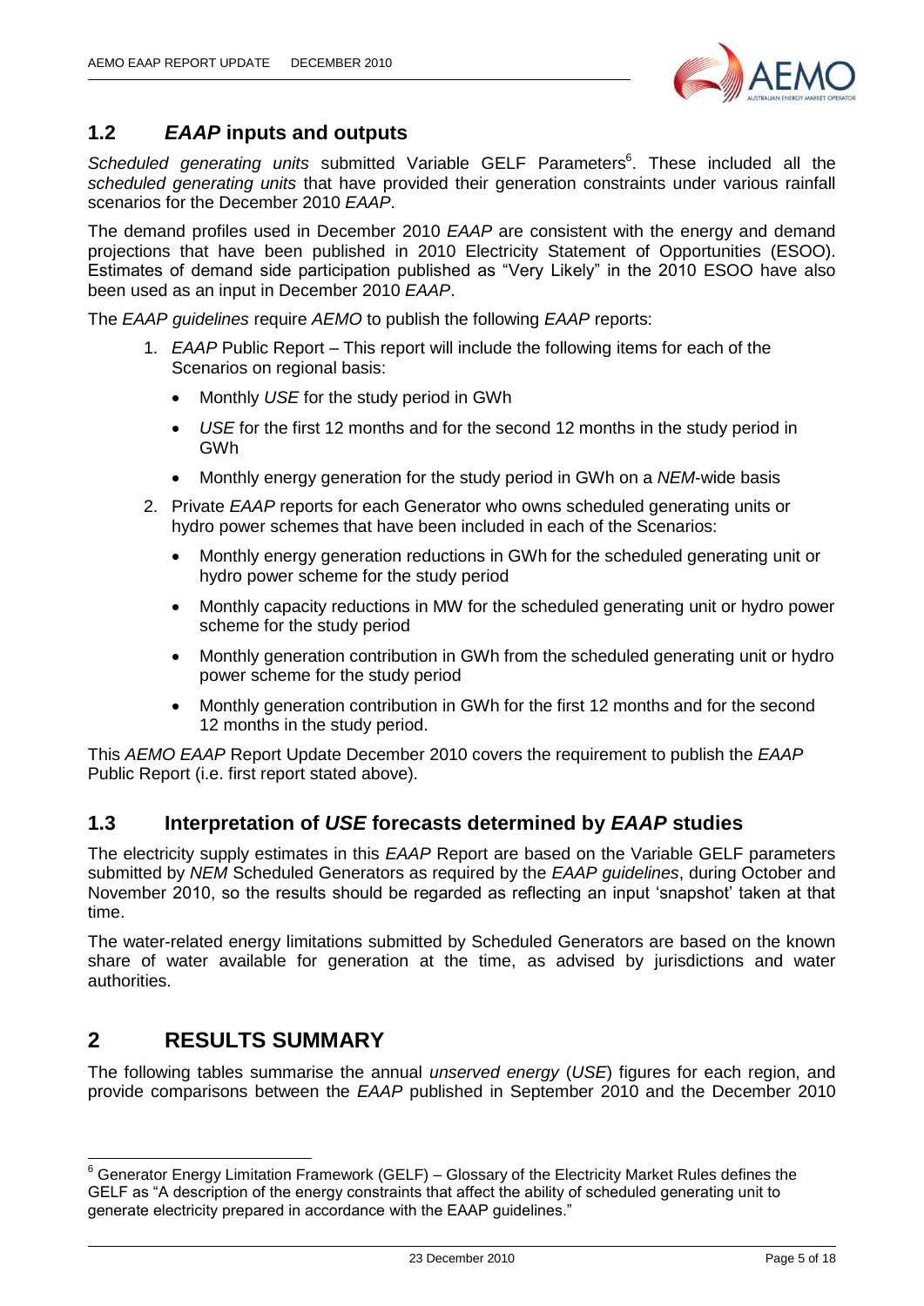## 1.2 *EAAP* inputs and outputs

*Scheduled generating units* submitted Variable GELF Parameters[6]. These included all the *scheduled generating units* that have provided their generation constraints under various rainfall scenarios for the December 2010 *EAAP*.

The demand profiles used in December 2010 *EAAP* are consistent with the energy and demand projections that have been published in 2010 Electricity Statement of Opportunities (ESOO). Estimates of demand side participation published as "Very Likely" in the 2010 ESOO have also been used as an input in December 2010 *EAAP*.

The *EAAP guidelines* require *AEMO* to publish the following *EAAP* reports:

1. *EAAP* Public Report – This report will include the following items for each of the Scenarios on regional basis:
   - Monthly *USE* for the study period in GWh
   - *USE* for the first 12 months and for the second 12 months in the study period in GWh
   - Monthly energy generation for the study period in GWh on a *NEM*-wide basis
2. Private *EAAP* reports for each Generator who owns scheduled generating units or hydro power schemes that have been included in each of the Scenarios:
   - Monthly energy generation reductions in GWh for the scheduled generating unit or hydro power scheme for the study period
   - Monthly capacity reductions in MW for the scheduled generating unit or hydro power scheme for the study period
   - Monthly generation contribution in GWh from the scheduled generating unit or hydro power scheme for the study period
   - Monthly generation contribution in GWh for the first 12 months and for the second 12 months in the study period.

This *AEMO EAAP* Report Update December 2010 covers the requirement to publish the *EAAP* Public Report (i.e. first report stated above).

## 1.3 Interpretation of *USE* forecasts determined by *EAAP* studies

The electricity supply estimates in this *EAAP* Report are based on the Variable GELF parameters submitted by *NEM* Scheduled Generators as required by the *EAAP guidelines*, during October and November 2010, so the results should be regarded as reflecting an input 'snapshot' taken at that time.

The water-related energy limitations submitted by Scheduled Generators are based on the known share of water available for generation at the time, as advised by jurisdictions and water authorities.

# 2 RESULTS SUMMARY

The following tables summarise the annual *unserved energy* (*USE*) figures for each region, and provide comparisons between the *EAAP* published in September 2010 and the December 2010

[6] Generator Energy Limitation Framework (GELF) – Glossary of the Electricity Market Rules defines the GELF as "A description of the energy constraints that affect the ability of scheduled generating unit to generate electricity prepared in accordance with the EAAP guidelines."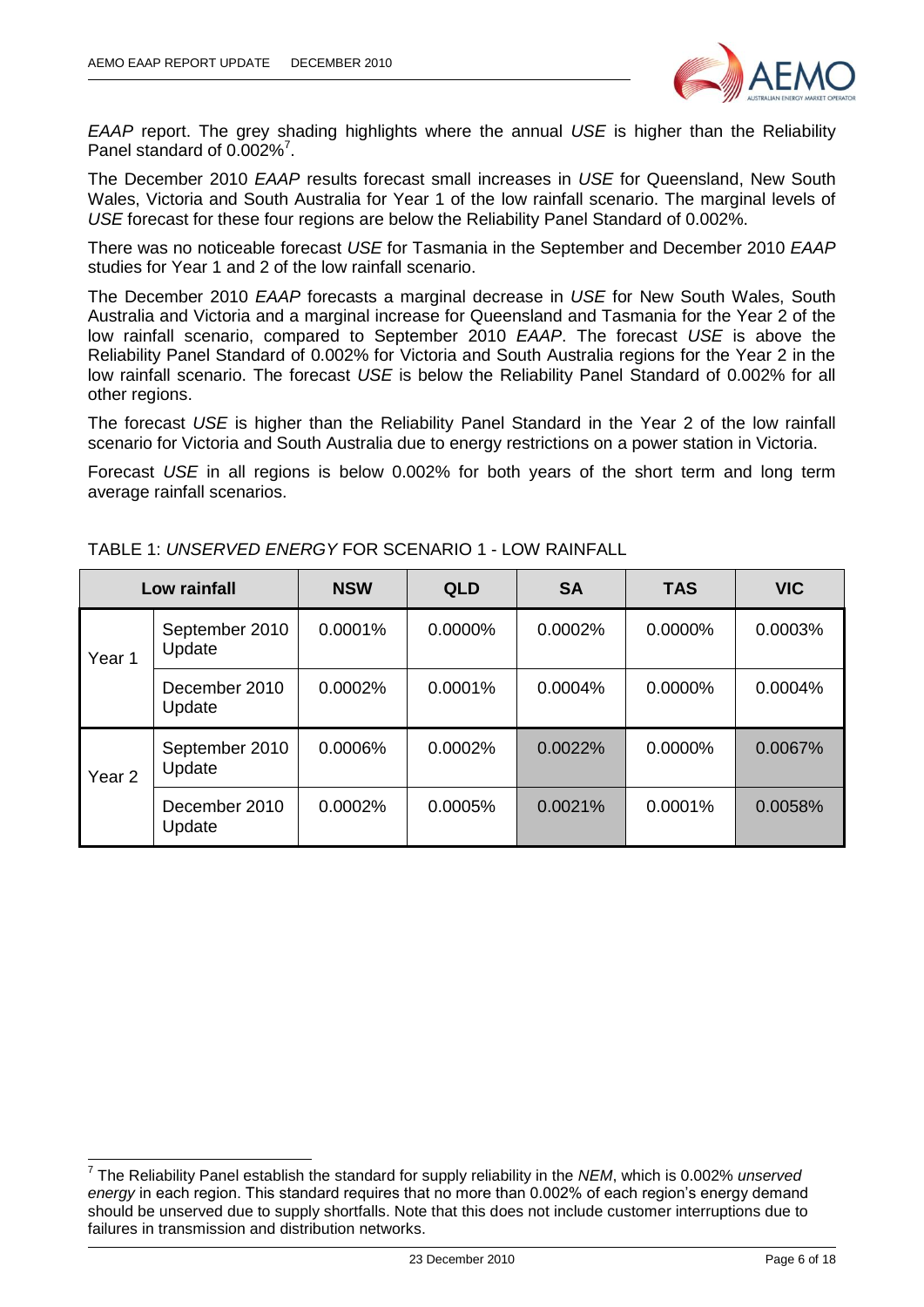*EAAP* report. The grey shading highlights where the annual *USE* is higher than the Reliability Panel standard of 0.002%[7].

The December 2010 *EAAP* results forecast small increases in *USE* for Queensland, New South Wales, Victoria and South Australia for Year 1 of the low rainfall scenario. The marginal levels of *USE* forecast for these four regions are below the Reliability Panel Standard of 0.002%.

There was no noticeable forecast *USE* for Tasmania in the September and December 2010 *EAAP* studies for Year 1 and 2 of the low rainfall scenario.

The December 2010 *EAAP* forecasts a marginal decrease in *USE* for New South Wales, South Australia and Victoria and a marginal increase for Queensland and Tasmania for the Year 2 of the low rainfall scenario, compared to September 2010 *EAAP*. The forecast *USE* is above the Reliability Panel Standard of 0.002% for Victoria and South Australia regions for the Year 2 in the low rainfall scenario. The forecast *USE* is below the Reliability Panel Standard of 0.002% for all other regions.

The forecast *USE* is higher than the Reliability Panel Standard in the Year 2 of the low rainfall scenario for Victoria and South Australia due to energy restrictions on a power station in Victoria.

Forecast *USE* in all regions is below 0.002% for both years of the short term and long term average rainfall scenarios.

TABLE 1: *UNSERVED ENERGY* FOR SCENARIO 1 - LOW RAINFALL

| Low rainfall | | NSW | QLD | SA | TAS | VIC |
|---|---|---|---|---|---|---|
| Year 1 | September 2010 Update | 0.0001% | 0.0000% | 0.0002% | 0.0000% | 0.0003% |
| | December 2010 Update | 0.0002% | 0.0001% | 0.0004% | 0.0000% | 0.0004% |
| Year 2 | September 2010 Update | 0.0006% | 0.0002% | 0.0022% | 0.0000% | 0.0067% |
| | December 2010 Update | 0.0002% | 0.0005% | 0.0021% | 0.0001% | 0.0058% |

[7] The Reliability Panel establish the standard for supply reliability in the *NEM*, which is 0.002% *unserved energy* in each region. This standard requires that no more than 0.002% of each region's energy demand should be unserved due to supply shortfalls. Note that this does not include customer interruptions due to failures in transmission and distribution networks.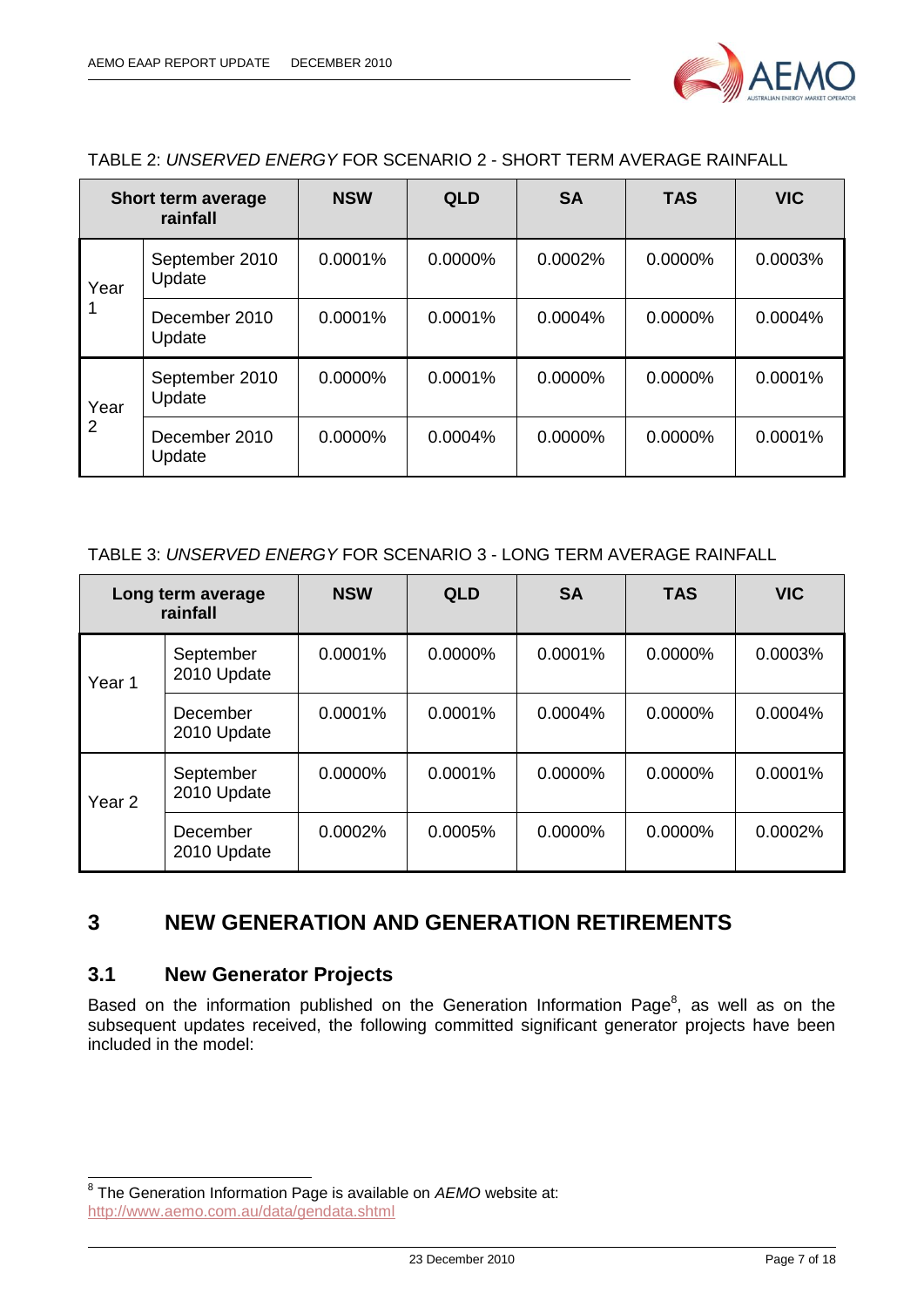TABLE 2: *UNSERVED ENERGY* FOR SCENARIO 2 - SHORT TERM AVERAGE RAINFALL

| Short term average rainfall | | NSW | QLD | SA | TAS | VIC |
|---|---|---|---|---|---|---|
| Year 1 | September 2010 Update | 0.0001% | 0.0000% | 0.0002% | 0.0000% | 0.0003% |
| | December 2010 Update | 0.0001% | 0.0001% | 0.0004% | 0.0000% | 0.0004% |
| Year 2 | September 2010 Update | 0.0000% | 0.0001% | 0.0000% | 0.0000% | 0.0001% |
| | December 2010 Update | 0.0000% | 0.0004% | 0.0000% | 0.0000% | 0.0001% |

TABLE 3: *UNSERVED ENERGY* FOR SCENARIO 3 - LONG TERM AVERAGE RAINFALL

| Long term average rainfall | | NSW | QLD | SA | TAS | VIC |
|---|---|---|---|---|---|---|
| Year 1 | September 2010 Update | 0.0001% | 0.0000% | 0.0001% | 0.0000% | 0.0003% |
| | December 2010 Update | 0.0001% | 0.0001% | 0.0004% | 0.0000% | 0.0004% |
| Year 2 | September 2010 Update | 0.0000% | 0.0001% | 0.0000% | 0.0000% | 0.0001% |
| | December 2010 Update | 0.0002% | 0.0005% | 0.0000% | 0.0000% | 0.0002% |

# 3 NEW GENERATION AND GENERATION RETIREMENTS

## 3.1 New Generator Projects

Based on the information published on the Generation Information Page[8], as well as on the subsequent updates received, the following committed significant generator projects have been included in the model:

[8] The Generation Information Page is available on *AEMO* website at: http://www.aemo.com.au/data/gendata.shtml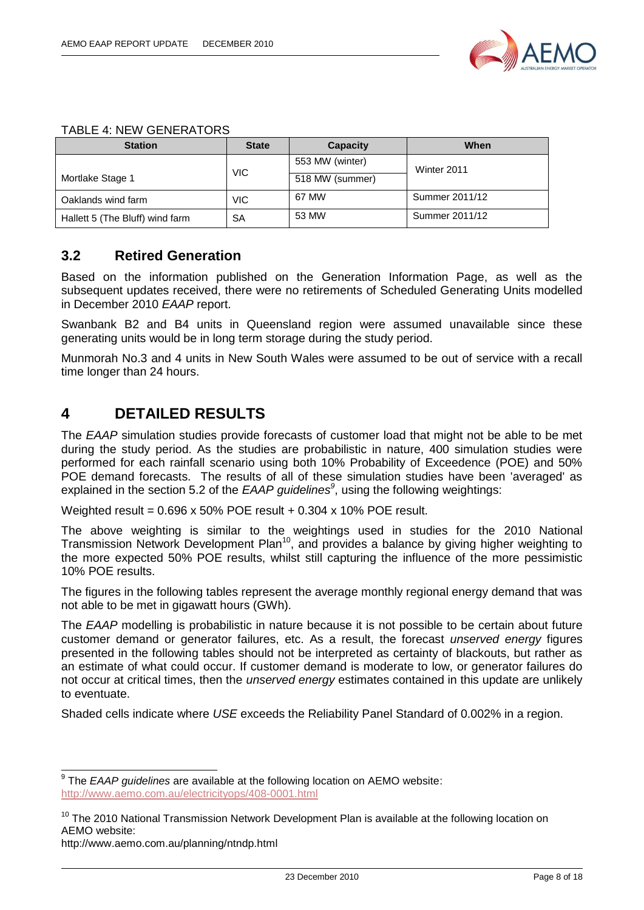TABLE 4: NEW GENERATORS

| Station | State | Capacity | When |
|---|---|---|---|
| Mortlake Stage 1 | VIC | 553 MW (winter) | Winter 2011 |
| | | 518 MW (summer) | |
| Oaklands wind farm | VIC | 67 MW | Summer 2011/12 |
| Hallett 5 (The Bluff) wind farm | SA | 53 MW | Summer 2011/12 |

## 3.2 Retired Generation

Based on the information published on the Generation Information Page, as well as the subsequent updates received, there were no retirements of Scheduled Generating Units modelled in December 2010 *EAAP* report.

Swanbank B2 and B4 units in Queensland region were assumed unavailable since these generating units would be in long term storage during the study period.

Munmorah No.3 and 4 units in New South Wales were assumed to be out of service with a recall time longer than 24 hours.

# 4 DETAILED RESULTS

The *EAAP* simulation studies provide forecasts of customer load that might not be able to be met during the study period. As the studies are probabilistic in nature, 400 simulation studies were performed for each rainfall scenario using both 10% Probability of Exceedence (POE) and 50% POE demand forecasts. The results of all of these simulation studies have been 'averaged' as explained in the section 5.2 of the *EAAP guidelines*[9], using the following weightings:

Weighted result = 0.696 x 50% POE result + 0.304 x 10% POE result.

The above weighting is similar to the weightings used in studies for the 2010 National Transmission Network Development Plan[10], and provides a balance by giving higher weighting to the more expected 50% POE results, whilst still capturing the influence of the more pessimistic 10% POE results.

The figures in the following tables represent the average monthly regional energy demand that was not able to be met in gigawatt hours (GWh).

The *EAAP* modelling is probabilistic in nature because it is not possible to be certain about future customer demand or generator failures, etc. As a result, the forecast *unserved energy* figures presented in the following tables should not be interpreted as certainty of blackouts, but rather as an estimate of what could occur. If customer demand is moderate to low, or generator failures do not occur at critical times, then the *unserved energy* estimates contained in this update are unlikely to eventuate.

Shaded cells indicate where *USE* exceeds the Reliability Panel Standard of 0.002% in a region.

---

[9] The *EAAP guidelines* are available at the following location on AEMO website: http://www.aemo.com.au/electricityops/408-0001.html

[10] The 2010 National Transmission Network Development Plan is available at the following location on AEMO website:
http://www.aemo.com.au/planning/ntndp.html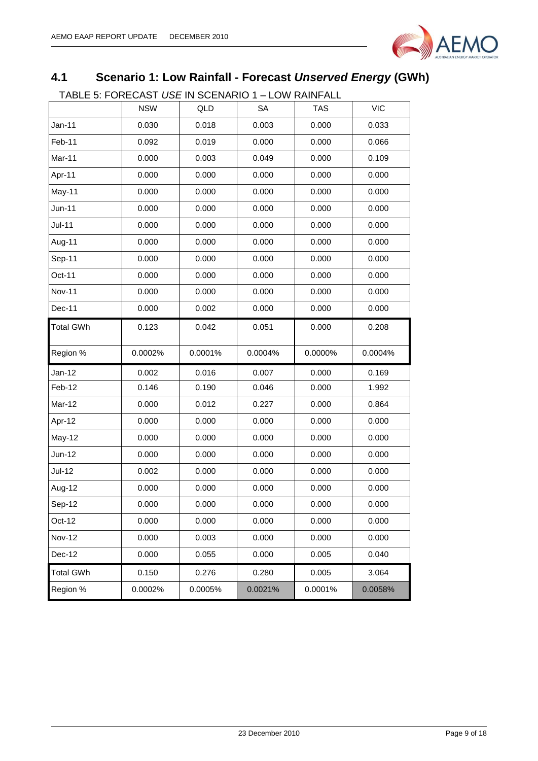## 4.1 Scenario 1: Low Rainfall - Forecast *Unserved Energy* (GWh)

TABLE 5: FORECAST *USE* IN SCENARIO 1 – LOW RAINFALL

| | NSW | QLD | SA | TAS | VIC |
|---|---|---|---|---|---|
| Jan-11 | 0.030 | 0.018 | 0.003 | 0.000 | 0.033 |
| Feb-11 | 0.092 | 0.019 | 0.000 | 0.000 | 0.066 |
| Mar-11 | 0.000 | 0.003 | 0.049 | 0.000 | 0.109 |
| Apr-11 | 0.000 | 0.000 | 0.000 | 0.000 | 0.000 |
| May-11 | 0.000 | 0.000 | 0.000 | 0.000 | 0.000 |
| Jun-11 | 0.000 | 0.000 | 0.000 | 0.000 | 0.000 |
| Jul-11 | 0.000 | 0.000 | 0.000 | 0.000 | 0.000 |
| Aug-11 | 0.000 | 0.000 | 0.000 | 0.000 | 0.000 |
| Sep-11 | 0.000 | 0.000 | 0.000 | 0.000 | 0.000 |
| Oct-11 | 0.000 | 0.000 | 0.000 | 0.000 | 0.000 |
| Nov-11 | 0.000 | 0.000 | 0.000 | 0.000 | 0.000 |
| Dec-11 | 0.000 | 0.002 | 0.000 | 0.000 | 0.000 |
| Total GWh | 0.123 | 0.042 | 0.051 | 0.000 | 0.208 |
| Region % | 0.0002% | 0.0001% | 0.0004% | 0.0000% | 0.0004% |
| Jan-12 | 0.002 | 0.016 | 0.007 | 0.000 | 0.169 |
| Feb-12 | 0.146 | 0.190 | 0.046 | 0.000 | 1.992 |
| Mar-12 | 0.000 | 0.012 | 0.227 | 0.000 | 0.864 |
| Apr-12 | 0.000 | 0.000 | 0.000 | 0.000 | 0.000 |
| May-12 | 0.000 | 0.000 | 0.000 | 0.000 | 0.000 |
| Jun-12 | 0.000 | 0.000 | 0.000 | 0.000 | 0.000 |
| Jul-12 | 0.002 | 0.000 | 0.000 | 0.000 | 0.000 |
| Aug-12 | 0.000 | 0.000 | 0.000 | 0.000 | 0.000 |
| Sep-12 | 0.000 | 0.000 | 0.000 | 0.000 | 0.000 |
| Oct-12 | 0.000 | 0.000 | 0.000 | 0.000 | 0.000 |
| Nov-12 | 0.000 | 0.003 | 0.000 | 0.000 | 0.000 |
| Dec-12 | 0.000 | 0.055 | 0.000 | 0.005 | 0.040 |
| Total GWh | 0.150 | 0.276 | 0.280 | 0.005 | 3.064 |
| Region % | 0.0002% | 0.0005% | 0.0021% | 0.0001% | 0.0058% |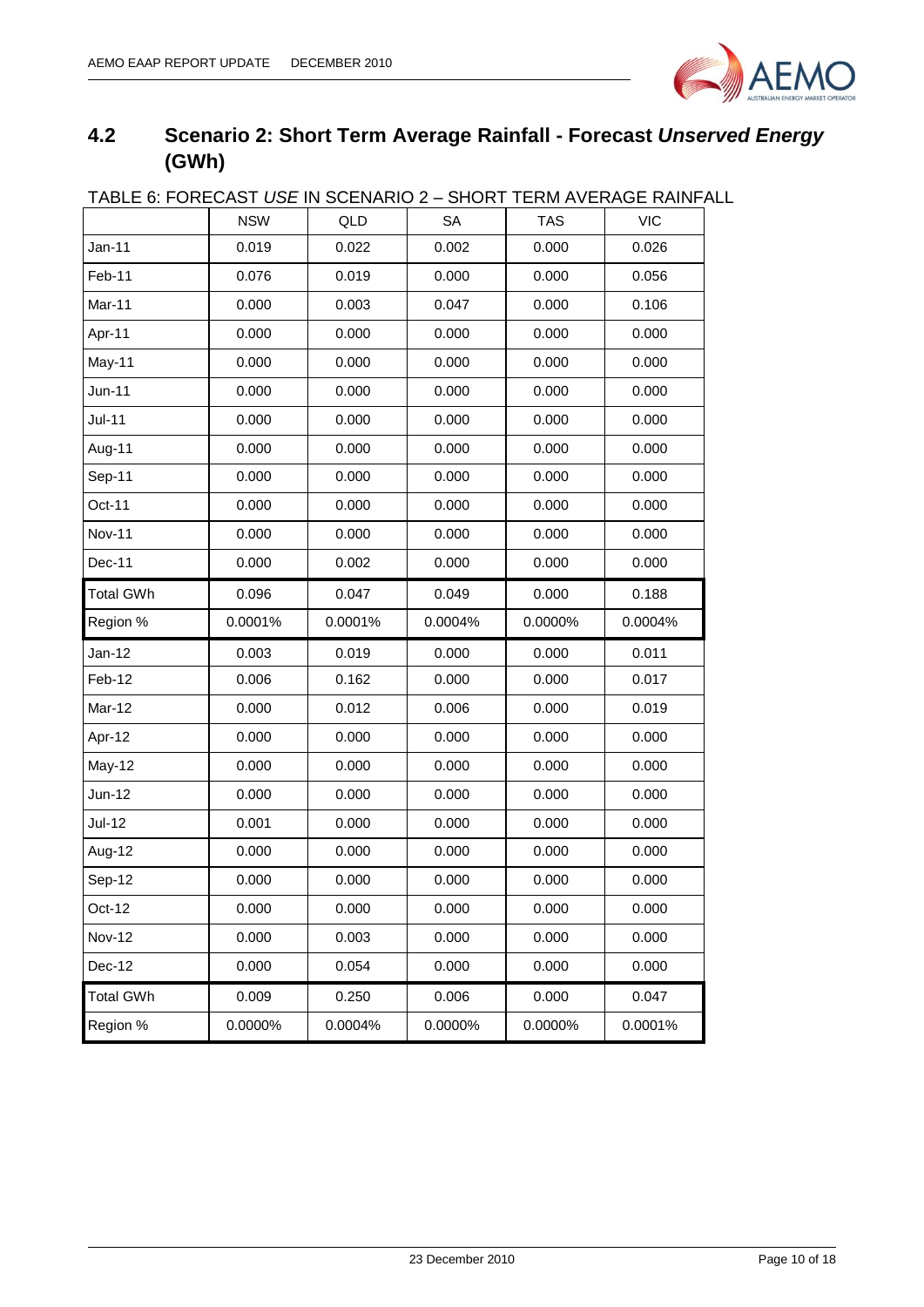## 4.2 Scenario 2: Short Term Average Rainfall - Forecast *Unserved Energy* (GWh)

TABLE 6: FORECAST *USE* IN SCENARIO 2 – SHORT TERM AVERAGE RAINFALL

| | NSW | QLD | SA | TAS | VIC |
|---|---|---|---|---|---|
| Jan-11 | 0.019 | 0.022 | 0.002 | 0.000 | 0.026 |
| Feb-11 | 0.076 | 0.019 | 0.000 | 0.000 | 0.056 |
| Mar-11 | 0.000 | 0.003 | 0.047 | 0.000 | 0.106 |
| Apr-11 | 0.000 | 0.000 | 0.000 | 0.000 | 0.000 |
| May-11 | 0.000 | 0.000 | 0.000 | 0.000 | 0.000 |
| Jun-11 | 0.000 | 0.000 | 0.000 | 0.000 | 0.000 |
| Jul-11 | 0.000 | 0.000 | 0.000 | 0.000 | 0.000 |
| Aug-11 | 0.000 | 0.000 | 0.000 | 0.000 | 0.000 |
| Sep-11 | 0.000 | 0.000 | 0.000 | 0.000 | 0.000 |
| Oct-11 | 0.000 | 0.000 | 0.000 | 0.000 | 0.000 |
| Nov-11 | 0.000 | 0.000 | 0.000 | 0.000 | 0.000 |
| Dec-11 | 0.000 | 0.002 | 0.000 | 0.000 | 0.000 |
| Total GWh | 0.096 | 0.047 | 0.049 | 0.000 | 0.188 |
| Region % | 0.0001% | 0.0001% | 0.0004% | 0.0000% | 0.0004% |
| Jan-12 | 0.003 | 0.019 | 0.000 | 0.000 | 0.011 |
| Feb-12 | 0.006 | 0.162 | 0.000 | 0.000 | 0.017 |
| Mar-12 | 0.000 | 0.012 | 0.006 | 0.000 | 0.019 |
| Apr-12 | 0.000 | 0.000 | 0.000 | 0.000 | 0.000 |
| May-12 | 0.000 | 0.000 | 0.000 | 0.000 | 0.000 |
| Jun-12 | 0.000 | 0.000 | 0.000 | 0.000 | 0.000 |
| Jul-12 | 0.001 | 0.000 | 0.000 | 0.000 | 0.000 |
| Aug-12 | 0.000 | 0.000 | 0.000 | 0.000 | 0.000 |
| Sep-12 | 0.000 | 0.000 | 0.000 | 0.000 | 0.000 |
| Oct-12 | 0.000 | 0.000 | 0.000 | 0.000 | 0.000 |
| Nov-12 | 0.000 | 0.003 | 0.000 | 0.000 | 0.000 |
| Dec-12 | 0.000 | 0.054 | 0.000 | 0.000 | 0.000 |
| Total GWh | 0.009 | 0.250 | 0.006 | 0.000 | 0.047 |
| Region % | 0.0000% | 0.0004% | 0.0000% | 0.0000% | 0.0001% |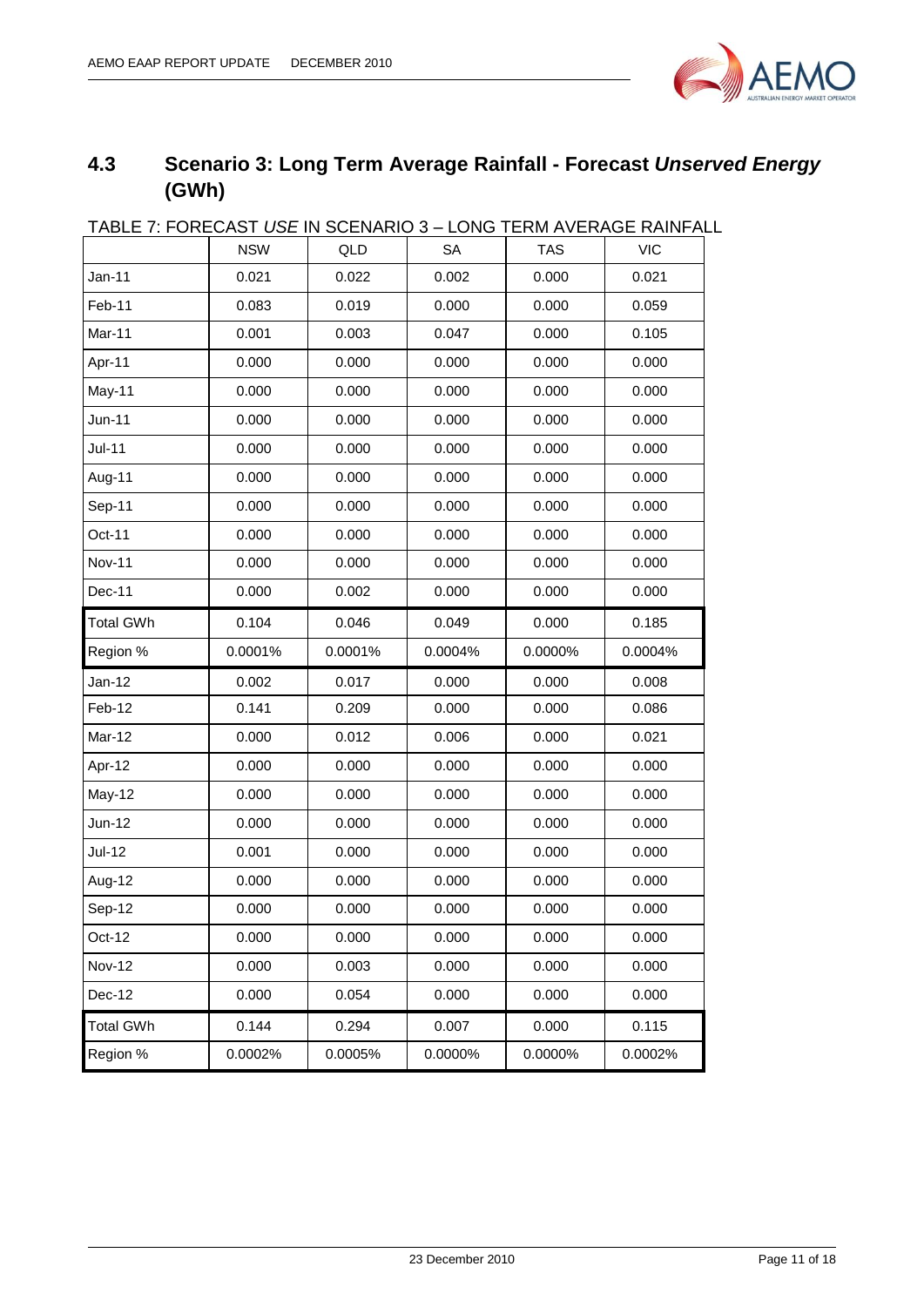## 4.3 Scenario 3: Long Term Average Rainfall - Forecast *Unserved Energy* (GWh)

TABLE 7: FORECAST *USE* IN SCENARIO 3 – LONG TERM AVERAGE RAINFALL

| | NSW | QLD | SA | TAS | VIC |
|---|---|---|---|---|---|
| Jan-11 | 0.021 | 0.022 | 0.002 | 0.000 | 0.021 |
| Feb-11 | 0.083 | 0.019 | 0.000 | 0.000 | 0.059 |
| Mar-11 | 0.001 | 0.003 | 0.047 | 0.000 | 0.105 |
| Apr-11 | 0.000 | 0.000 | 0.000 | 0.000 | 0.000 |
| May-11 | 0.000 | 0.000 | 0.000 | 0.000 | 0.000 |
| Jun-11 | 0.000 | 0.000 | 0.000 | 0.000 | 0.000 |
| Jul-11 | 0.000 | 0.000 | 0.000 | 0.000 | 0.000 |
| Aug-11 | 0.000 | 0.000 | 0.000 | 0.000 | 0.000 |
| Sep-11 | 0.000 | 0.000 | 0.000 | 0.000 | 0.000 |
| Oct-11 | 0.000 | 0.000 | 0.000 | 0.000 | 0.000 |
| Nov-11 | 0.000 | 0.000 | 0.000 | 0.000 | 0.000 |
| Dec-11 | 0.000 | 0.002 | 0.000 | 0.000 | 0.000 |
| Total GWh | 0.104 | 0.046 | 0.049 | 0.000 | 0.185 |
| Region % | 0.0001% | 0.0001% | 0.0004% | 0.0000% | 0.0004% |
| Jan-12 | 0.002 | 0.017 | 0.000 | 0.000 | 0.008 |
| Feb-12 | 0.141 | 0.209 | 0.000 | 0.000 | 0.086 |
| Mar-12 | 0.000 | 0.012 | 0.006 | 0.000 | 0.021 |
| Apr-12 | 0.000 | 0.000 | 0.000 | 0.000 | 0.000 |
| May-12 | 0.000 | 0.000 | 0.000 | 0.000 | 0.000 |
| Jun-12 | 0.000 | 0.000 | 0.000 | 0.000 | 0.000 |
| Jul-12 | 0.001 | 0.000 | 0.000 | 0.000 | 0.000 |
| Aug-12 | 0.000 | 0.000 | 0.000 | 0.000 | 0.000 |
| Sep-12 | 0.000 | 0.000 | 0.000 | 0.000 | 0.000 |
| Oct-12 | 0.000 | 0.000 | 0.000 | 0.000 | 0.000 |
| Nov-12 | 0.000 | 0.003 | 0.000 | 0.000 | 0.000 |
| Dec-12 | 0.000 | 0.054 | 0.000 | 0.000 | 0.000 |
| Total GWh | 0.144 | 0.294 | 0.007 | 0.000 | 0.115 |
| Region % | 0.0002% | 0.0005% | 0.0000% | 0.0000% | 0.0002% |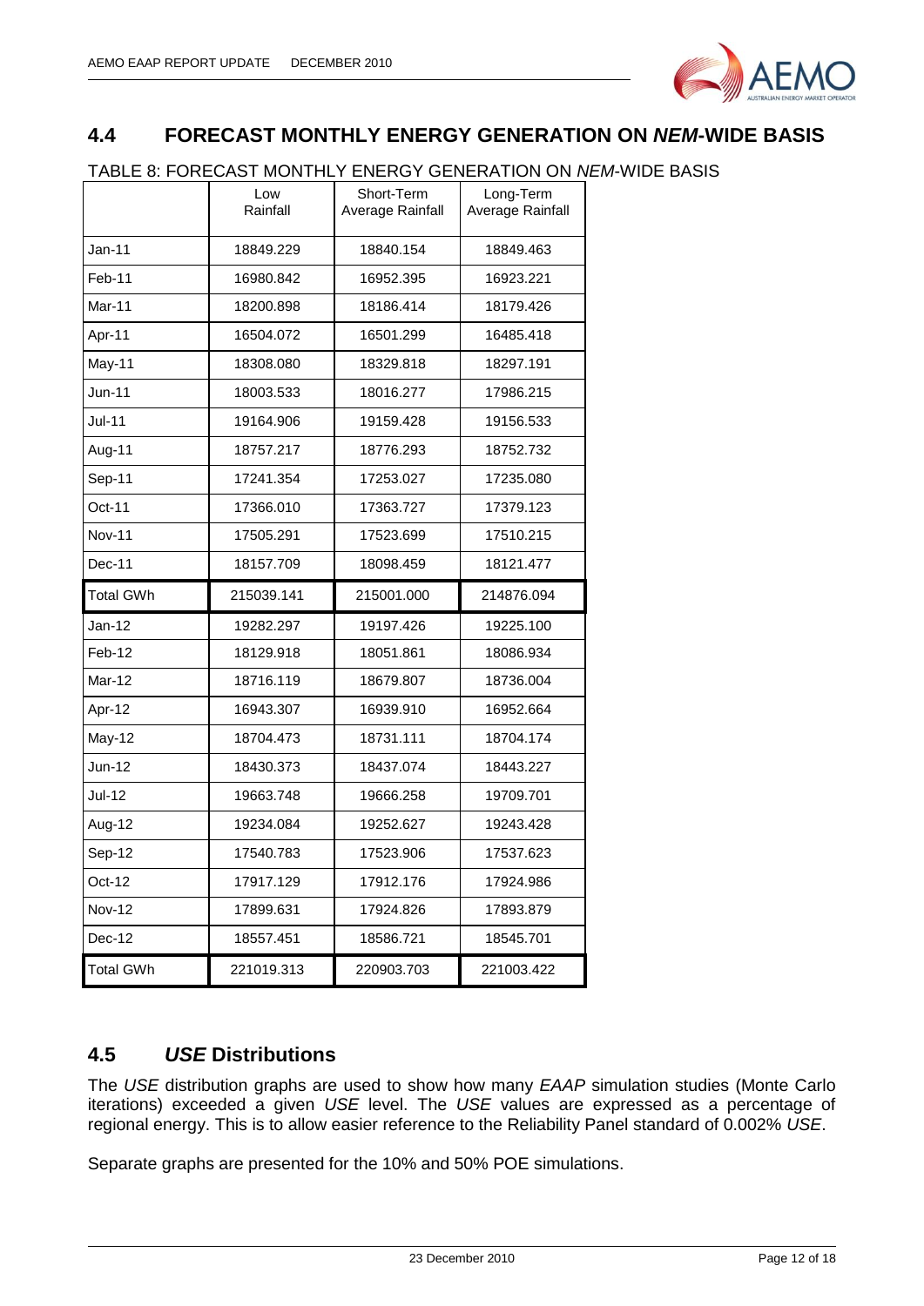## 4.4 FORECAST MONTHLY ENERGY GENERATION ON *NEM*-WIDE BASIS

TABLE 8: FORECAST MONTHLY ENERGY GENERATION ON *NEM*-WIDE BASIS

| | Low Rainfall | Short-Term Average Rainfall | Long-Term Average Rainfall |
|---|---|---|---|
| Jan-11 | 18849.229 | 18840.154 | 18849.463 |
| Feb-11 | 16980.842 | 16952.395 | 16923.221 |
| Mar-11 | 18200.898 | 18186.414 | 18179.426 |
| Apr-11 | 16504.072 | 16501.299 | 16485.418 |
| May-11 | 18308.080 | 18329.818 | 18297.191 |
| Jun-11 | 18003.533 | 18016.277 | 17986.215 |
| Jul-11 | 19164.906 | 19159.428 | 19156.533 |
| Aug-11 | 18757.217 | 18776.293 | 18752.732 |
| Sep-11 | 17241.354 | 17253.027 | 17235.080 |
| Oct-11 | 17366.010 | 17363.727 | 17379.123 |
| Nov-11 | 17505.291 | 17523.699 | 17510.215 |
| Dec-11 | 18157.709 | 18098.459 | 18121.477 |
| Total GWh | 215039.141 | 215001.000 | 214876.094 |
| Jan-12 | 19282.297 | 19197.426 | 19225.100 |
| Feb-12 | 18129.918 | 18051.861 | 18086.934 |
| Mar-12 | 18716.119 | 18679.807 | 18736.004 |
| Apr-12 | 16943.307 | 16939.910 | 16952.664 |
| May-12 | 18704.473 | 18731.111 | 18704.174 |
| Jun-12 | 18430.373 | 18437.074 | 18443.227 |
| Jul-12 | 19663.748 | 19666.258 | 19709.701 |
| Aug-12 | 19234.084 | 19252.627 | 19243.428 |
| Sep-12 | 17540.783 | 17523.906 | 17537.623 |
| Oct-12 | 17917.129 | 17912.176 | 17924.986 |
| Nov-12 | 17899.631 | 17924.826 | 17893.879 |
| Dec-12 | 18557.451 | 18586.721 | 18545.701 |
| Total GWh | 221019.313 | 220903.703 | 221003.422 |

## 4.5 *USE* Distributions

The *USE* distribution graphs are used to show how many *EAAP* simulation studies (Monte Carlo iterations) exceeded a given *USE* level. The *USE* values are expressed as a percentage of regional energy. This is to allow easier reference to the Reliability Panel standard of 0.002% *USE*.

Separate graphs are presented for the 10% and 50% POE simulations.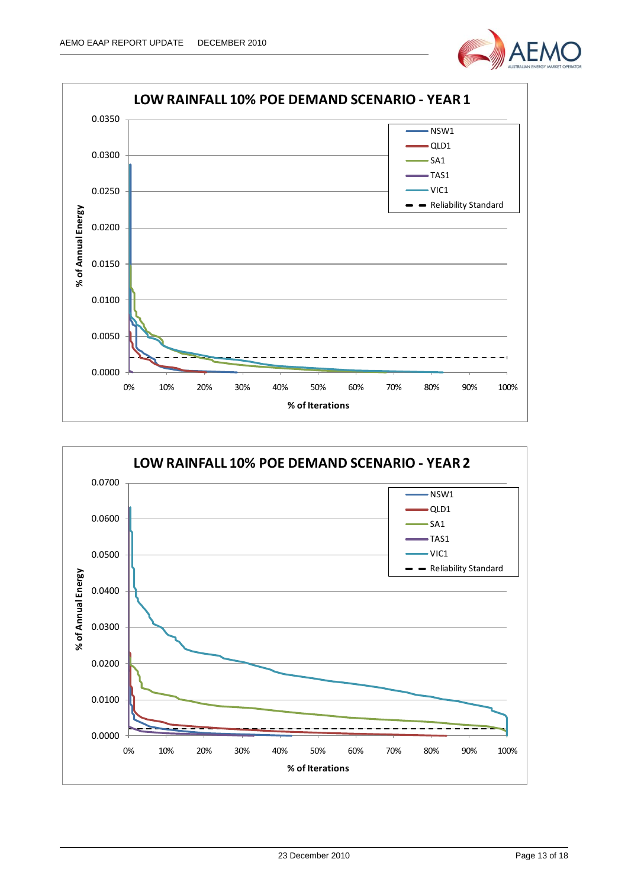**LOW RAINFALL 10% POE DEMAND SCENARIO - YEAR 1**

**LOW RAINFALL 10% POE DEMAND SCENARIO - YEAR 2**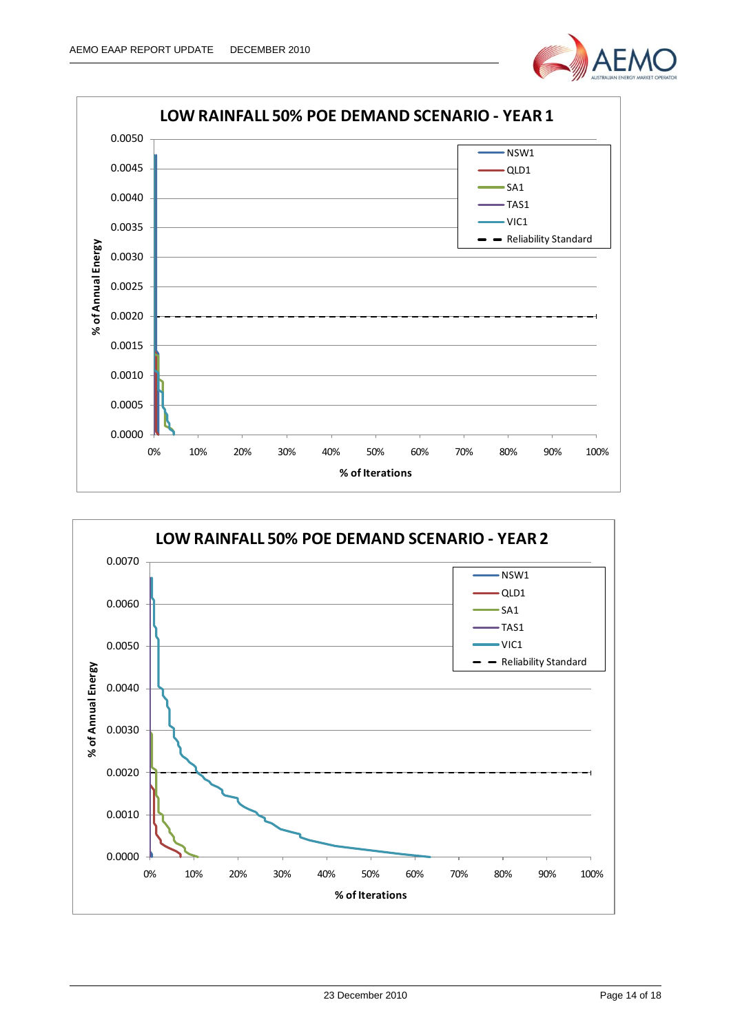**LOW RAINFALL 50% POE DEMAND SCENARIO - YEAR 1**

% of Annual Energy: 0.0000, 0.0005, 0.0010, 0.0015, 0.0020, 0.0025, 0.0030, 0.0035, 0.0040, 0.0045, 0.0050

% of Iterations: 0%, 10%, 20%, 30%, 40%, 50%, 60%, 70%, 80%, 90%, 100%

Legend: NSW1, QLD1, SA1, TAS1, VIC1, Reliability Standard

**LOW RAINFALL 50% POE DEMAND SCENARIO - YEAR 2**

% of Annual Energy: 0.0000, 0.0010, 0.0020, 0.0030, 0.0040, 0.0050, 0.0060, 0.0070

% of Iterations: 0%, 10%, 20%, 30%, 40%, 50%, 60%, 70%, 80%, 90%, 100%

Legend: NSW1, QLD1, SA1, TAS1, VIC1, Reliability Standard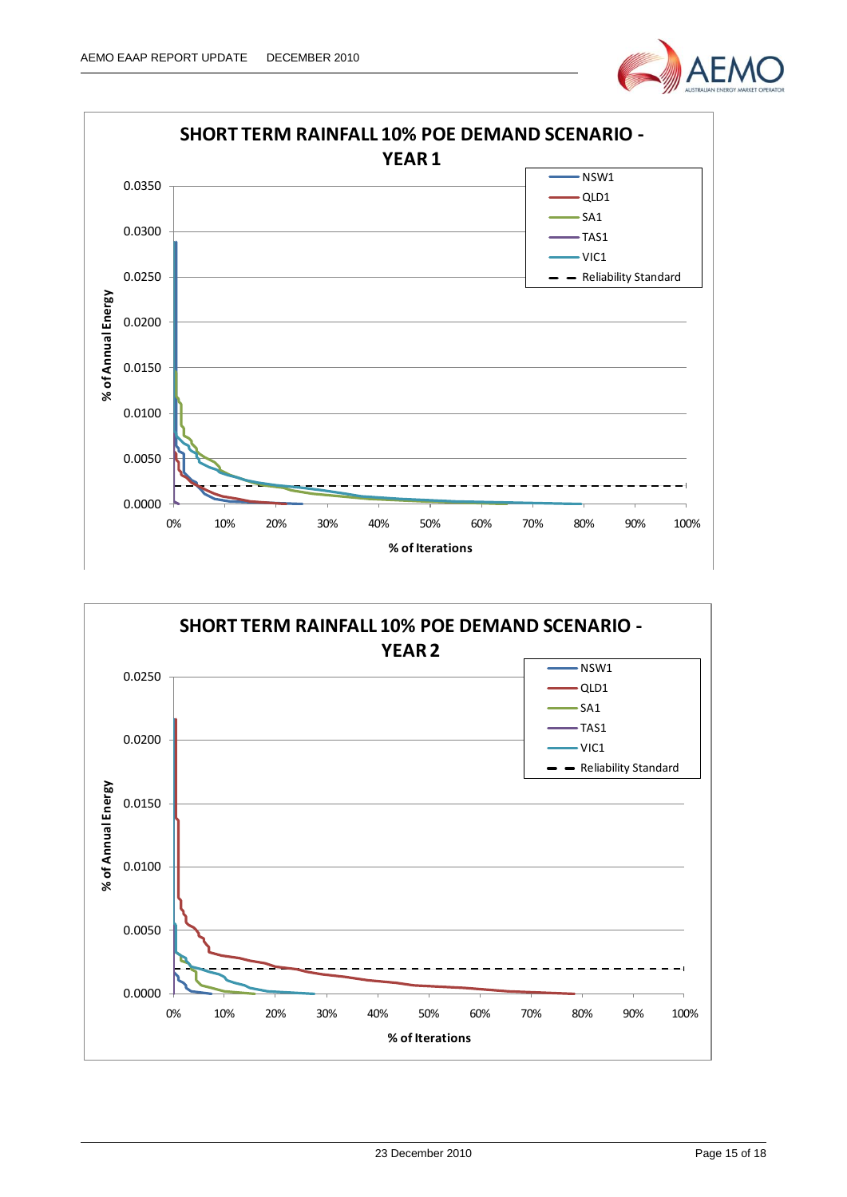**SHORT TERM RAINFALL 10% POE DEMAND SCENARIO - YEAR 1**

Y-axis: % of Annual Energy (0.0000 – 0.0350)

X-axis: % of Iterations (0% – 100%)

Legend: NSW1, QLD1, SA1, TAS1, VIC1, Reliability Standard

**SHORT TERM RAINFALL 10% POE DEMAND SCENARIO - YEAR 2**

Y-axis: % of Annual Energy (0.0000 – 0.0250)

X-axis: % of Iterations (0% – 100%)

Legend: NSW1, QLD1, SA1, TAS1, VIC1, Reliability Standard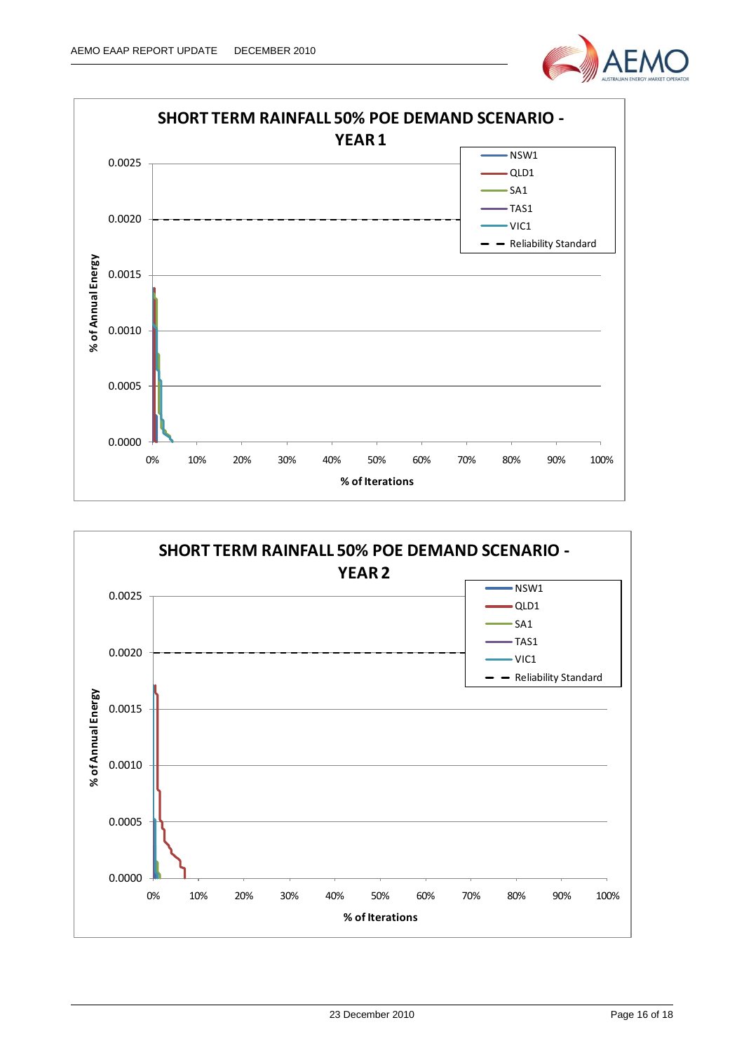**SHORT TERM RAINFALL 50% POE DEMAND SCENARIO - YEAR 1**

% of Annual Energy (y-axis: 0.0000 – 0.0025); % of Iterations (x-axis: 0% – 100%)

Legend: NSW1, QLD1, SA1, TAS1, VIC1, Reliability Standard

**SHORT TERM RAINFALL 50% POE DEMAND SCENARIO - YEAR 2**

% of Annual Energy (y-axis: 0.0000 – 0.0025); % of Iterations (x-axis: 0% – 100%)

Legend: NSW1, QLD1, SA1, TAS1, VIC1, Reliability Standard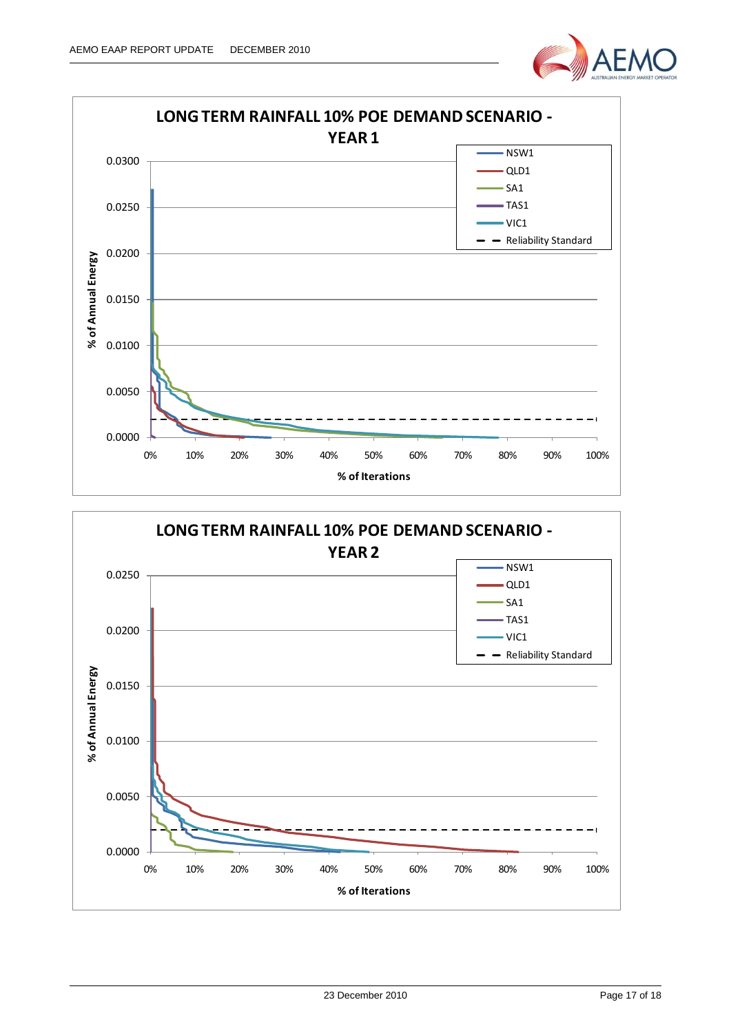**LONG TERM RAINFALL 10% POE DEMAND SCENARIO - YEAR 1**

% of Annual Energy

0.0300
0.0250
0.0200
0.0150
0.0100
0.0050
0.0000

0% 10% 20% 30% 40% 50% 60% 70% 80% 90% 100%

% of Iterations

- NSW1
- QLD1
- SA1
- TAS1
- VIC1
- Reliability Standard

**LONG TERM RAINFALL 10% POE DEMAND SCENARIO - YEAR 2**

% of Annual Energy

0.0250
0.0200
0.0150
0.0100
0.0050
0.0000

0% 10% 20% 30% 40% 50% 60% 70% 80% 90% 100%

% of Iterations

- NSW1
- QLD1
- SA1
- TAS1
- VIC1
- Reliability Standard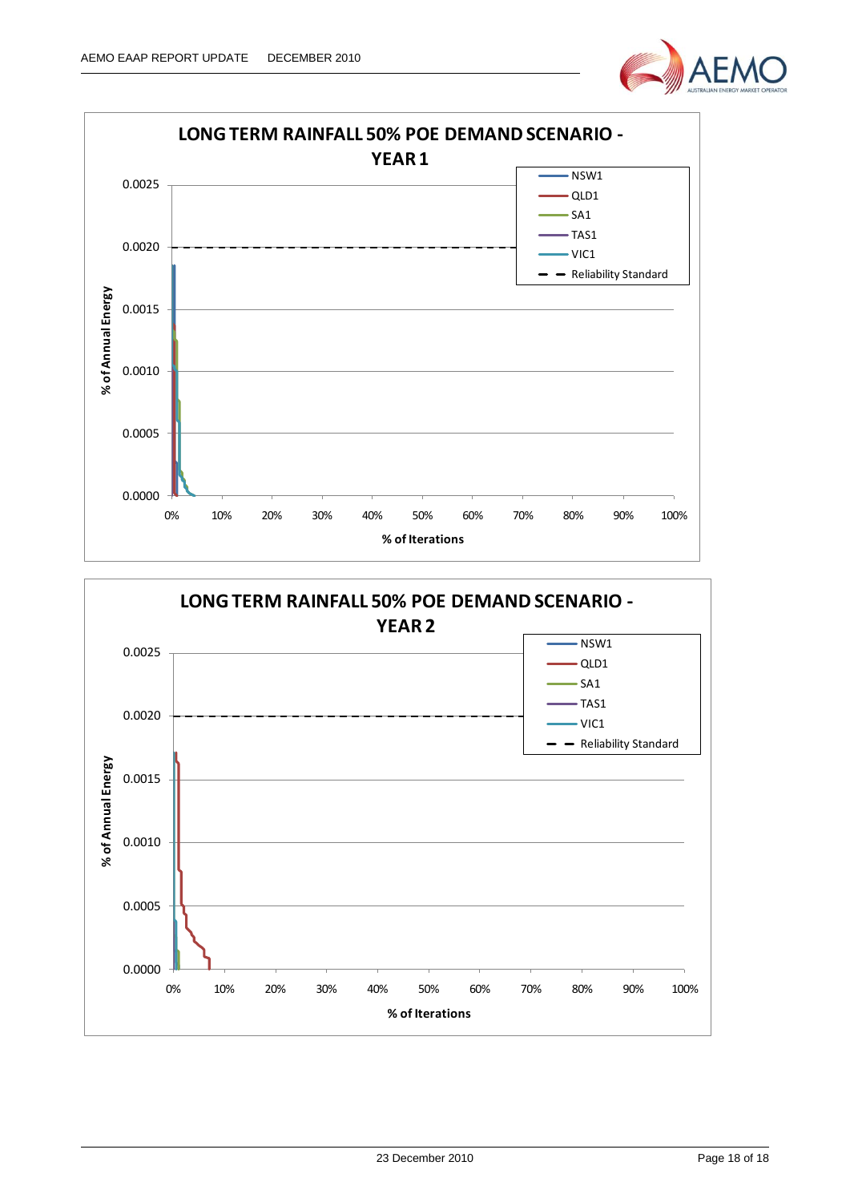LONG TERM RAINFALL 50% POE DEMAND SCENARIO - YEAR 1

0.0025
0.0020
0.0015
0.0010
0.0005
0.0000

% of Annual Energy

0% 10% 20% 30% 40% 50% 60% 70% 80% 90% 100%

% of Iterations

NSW1
QLD1
SA1
TAS1
VIC1
Reliability Standard

LONG TERM RAINFALL 50% POE DEMAND SCENARIO - YEAR 2

0.0025
0.0020
0.0015
0.0010
0.0005
0.0000

% of Annual Energy

0% 10% 20% 30% 40% 50% 60% 70% 80% 90% 100%

% of Iterations

NSW1
QLD1
SA1
TAS1
VIC1
Reliability Standard